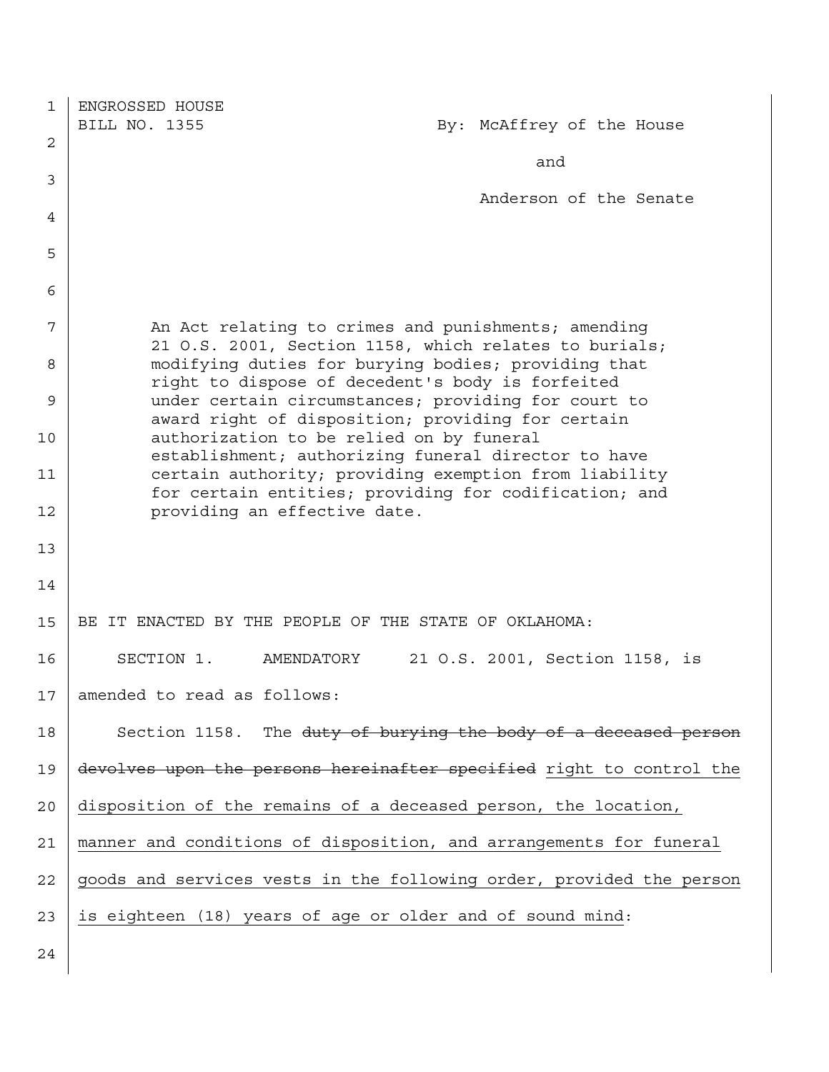ENGROSSED HOUSE
BILL NO. 1355

By: McAffrey of the House

and

Anderson of the Senate

An Act relating to crimes and punishments; amending 21 O.S. 2001, Section 1158, which relates to burials; modifying duties for burying bodies; providing that right to dispose of decedent's body is forfeited under certain circumstances; providing for court to award right of disposition; providing for certain authorization to be relied on by funeral establishment; authorizing funeral director to have certain authority; providing exemption from liability for certain entities; providing for codification; and providing an effective date.

BE IT ENACTED BY THE PEOPLE OF THE STATE OF OKLAHOMA:

SECTION 1. AMENDATORY 21 O.S. 2001, Section 1158, is amended to read as follows:

Section 1158. The ~~duty of burying the body of a deceased person devolves upon the persons hereinafter specified~~ <u>right to control the disposition of the remains of a deceased person, the location, manner and conditions of disposition, and arrangements for funeral goods and services vests in the following order, provided the person is eighteen (18) years of age or older and of sound mind</u>: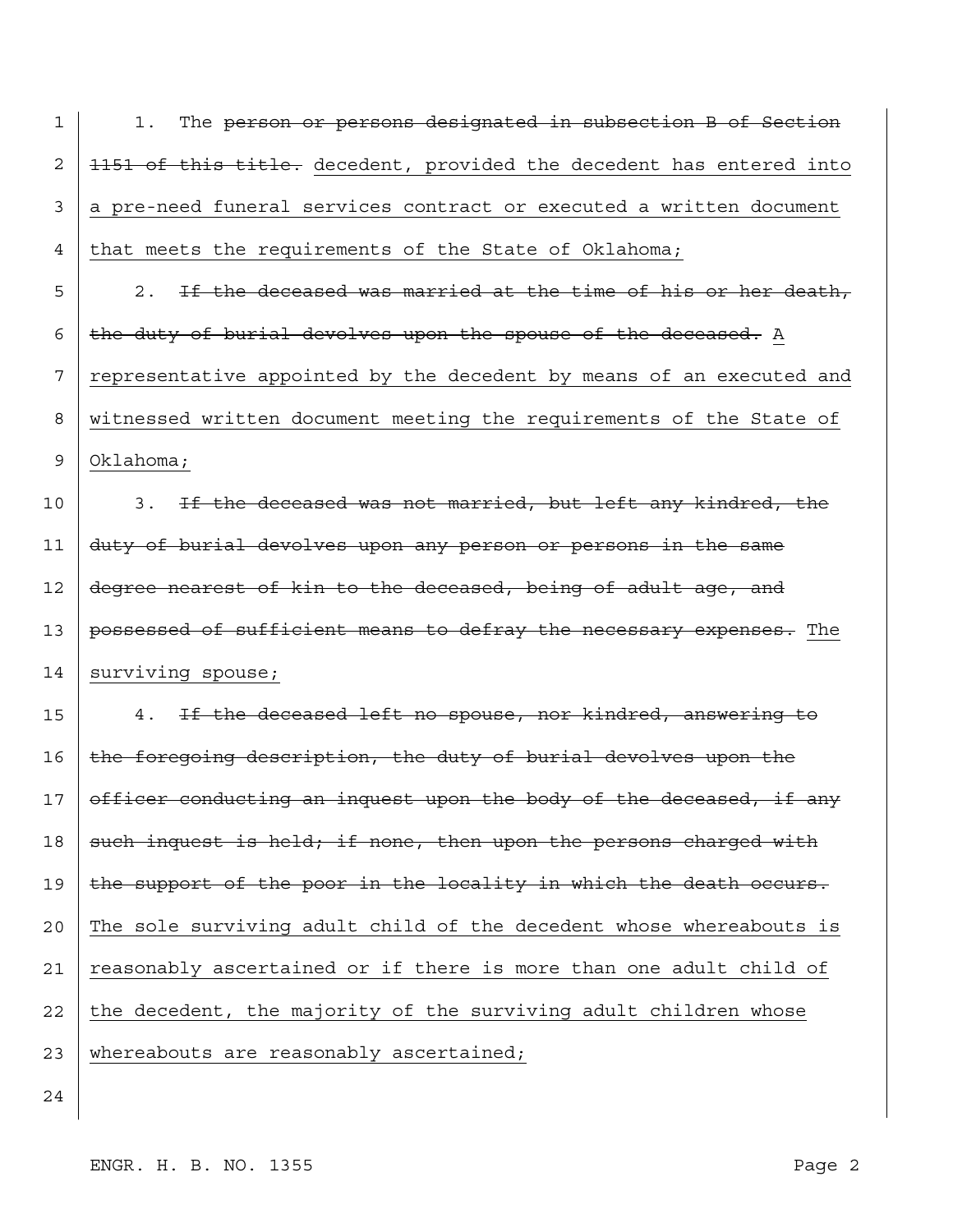1. The ~~person or persons designated in subsection B of Section 1151 of this title.~~ <u>decedent, provided the decedent has entered into a pre-need funeral services contract or executed a written document that meets the requirements of the State of Oklahoma;</u>

2. ~~If the deceased was married at the time of his or her death, the duty of burial devolves upon the spouse of the deceased.~~ <u>A representative appointed by the decedent by means of an executed and witnessed written document meeting the requirements of the State of Oklahoma;</u>

3. ~~If the deceased was not married, but left any kindred, the duty of burial devolves upon any person or persons in the same degree nearest of kin to the deceased, being of adult age, and possessed of sufficient means to defray the necessary expenses.~~ <u>The surviving spouse;</u>

4. ~~If the deceased left no spouse, nor kindred, answering to the foregoing description, the duty of burial devolves upon the officer conducting an inquest upon the body of the deceased, if any such inquest is held; if none, then upon the persons charged with the support of the poor in the locality in which the death occurs.~~ <u>The sole surviving adult child of the decedent whose whereabouts is reasonably ascertained or if there is more than one adult child of the decedent, the majority of the surviving adult children whose whereabouts are reasonably ascertained;</u>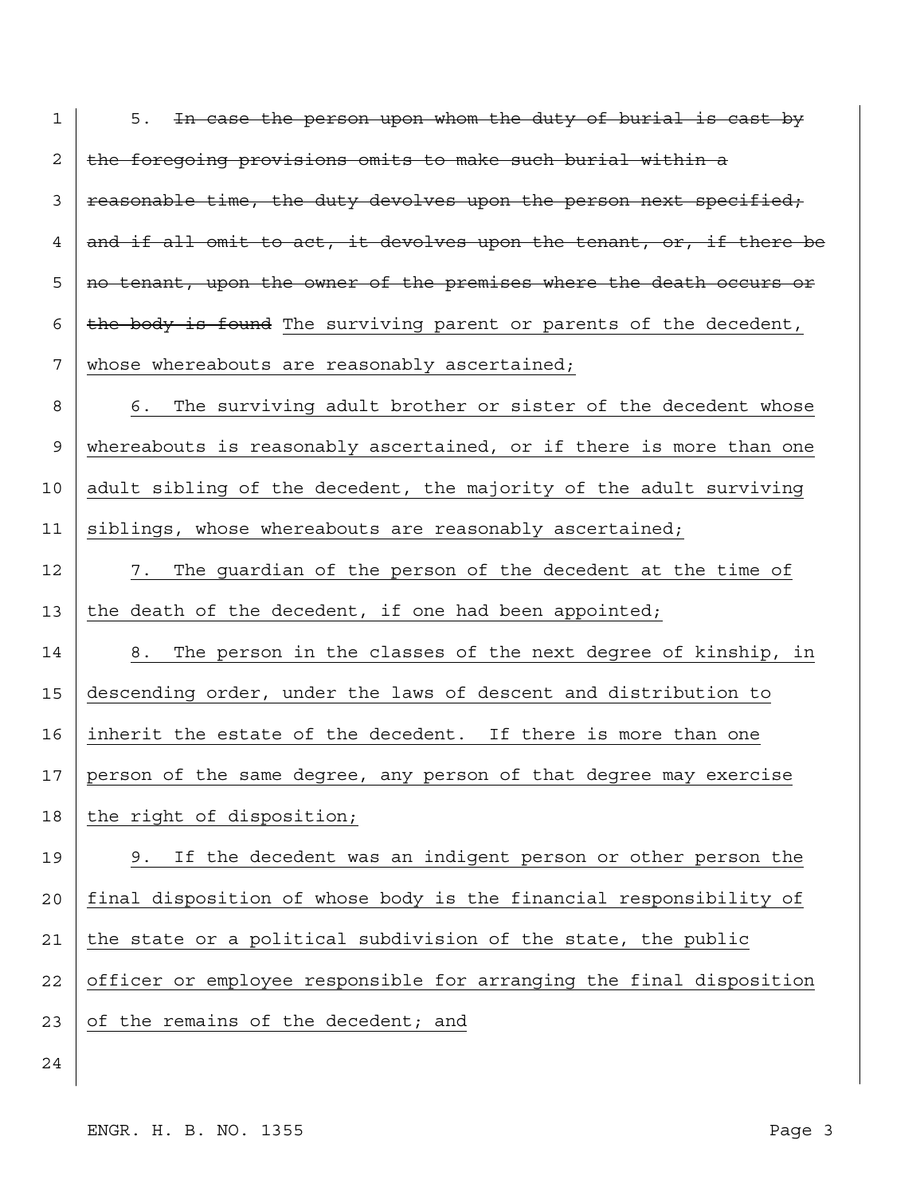5. ~~In case the person upon whom the duty of burial is cast by the foregoing provisions omits to make such burial within a reasonable time, the duty devolves upon the person next specified; and if all omit to act, it devolves upon the tenant, or, if there be no tenant, upon the owner of the premises where the death occurs or the body is found~~ <u>The surviving parent or parents of the decedent, whose whereabouts are reasonably ascertained;</u>

<u>6. The surviving adult brother or sister of the decedent whose whereabouts is reasonably ascertained, or if there is more than one adult sibling of the decedent, the majority of the adult surviving siblings, whose whereabouts are reasonably ascertained;</u>

<u>7. The guardian of the person of the decedent at the time of the death of the decedent, if one had been appointed;</u>

<u>8. The person in the classes of the next degree of kinship, in descending order, under the laws of descent and distribution to inherit the estate of the decedent. If there is more than one person of the same degree, any person of that degree may exercise the right of disposition;</u>

<u>9. If the decedent was an indigent person or other person the final disposition of whose body is the financial responsibility of the state or a political subdivision of the state, the public officer or employee responsible for arranging the final disposition of the remains of the decedent; and</u>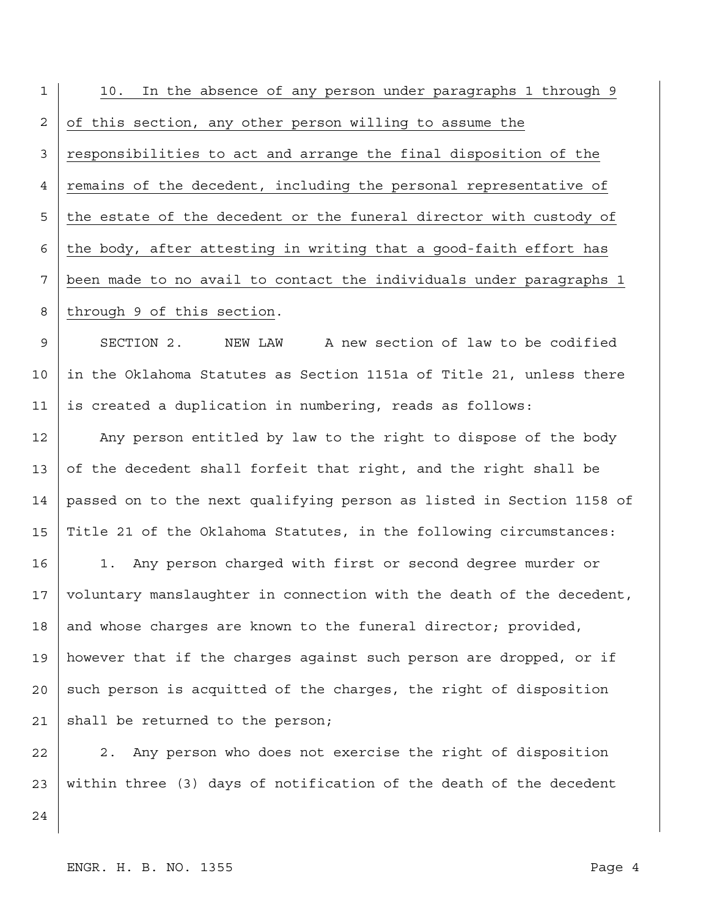10. In the absence of any person under paragraphs 1 through 9 of this section, any other person willing to assume the responsibilities to act and arrange the final disposition of the remains of the decedent, including the personal representative of the estate of the decedent or the funeral director with custody of the body, after attesting in writing that a good-faith effort has been made to no avail to contact the individuals under paragraphs 1 through 9 of this section.

SECTION 2. NEW LAW A new section of law to be codified in the Oklahoma Statutes as Section 1151a of Title 21, unless there is created a duplication in numbering, reads as follows:

Any person entitled by law to the right to dispose of the body of the decedent shall forfeit that right, and the right shall be passed on to the next qualifying person as listed in Section 1158 of Title 21 of the Oklahoma Statutes, in the following circumstances:

1. Any person charged with first or second degree murder or voluntary manslaughter in connection with the death of the decedent, and whose charges are known to the funeral director; provided, however that if the charges against such person are dropped, or if such person is acquitted of the charges, the right of disposition shall be returned to the person;

2. Any person who does not exercise the right of disposition within three (3) days of notification of the death of the decedent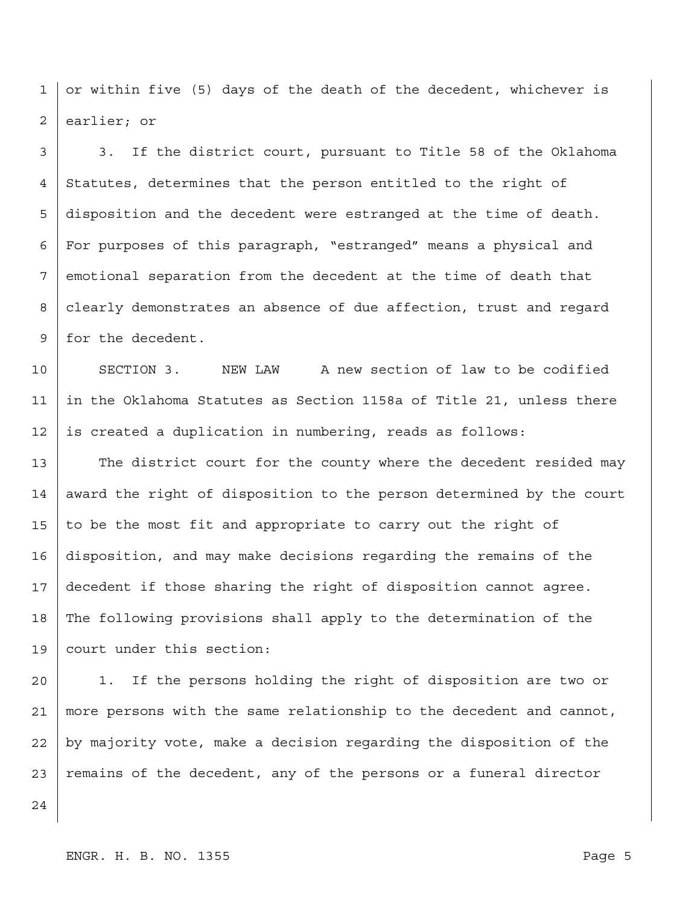or within five (5) days of the death of the decedent, whichever is earlier; or

3. If the district court, pursuant to Title 58 of the Oklahoma Statutes, determines that the person entitled to the right of disposition and the decedent were estranged at the time of death. For purposes of this paragraph, "estranged" means a physical and emotional separation from the decedent at the time of death that clearly demonstrates an absence of due affection, trust and regard for the decedent.

SECTION 3. NEW LAW A new section of law to be codified in the Oklahoma Statutes as Section 1158a of Title 21, unless there is created a duplication in numbering, reads as follows:

The district court for the county where the decedent resided may award the right of disposition to the person determined by the court to be the most fit and appropriate to carry out the right of disposition, and may make decisions regarding the remains of the decedent if those sharing the right of disposition cannot agree. The following provisions shall apply to the determination of the court under this section:

1. If the persons holding the right of disposition are two or more persons with the same relationship to the decedent and cannot, by majority vote, make a decision regarding the disposition of the remains of the decedent, any of the persons or a funeral director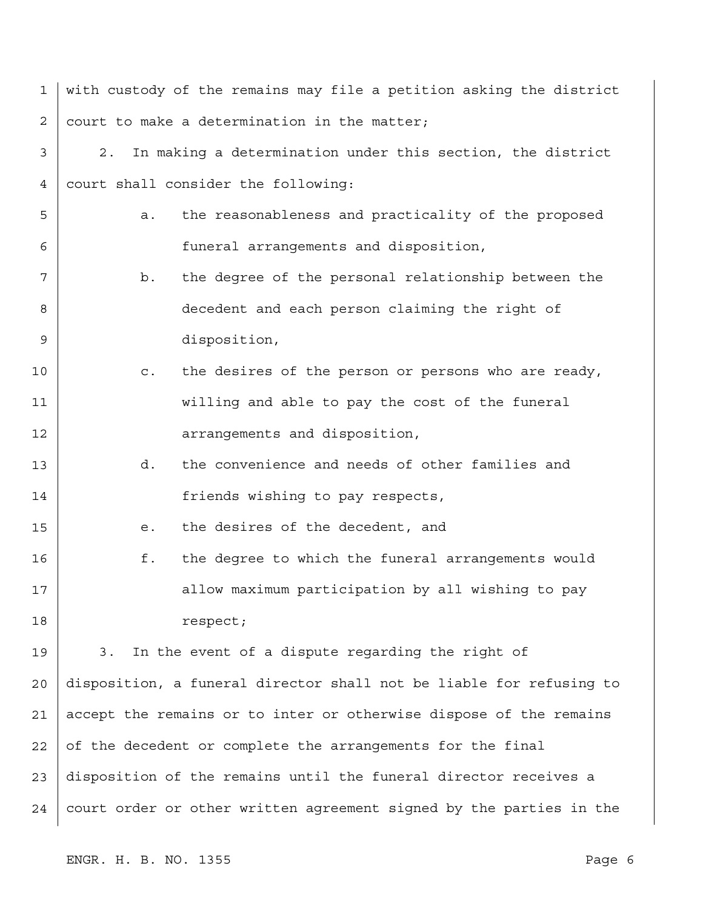with custody of the remains may file a petition asking the district court to make a determination in the matter;

2. In making a determination under this section, the district court shall consider the following:

   a. the reasonableness and practicality of the proposed funeral arrangements and disposition,

   b. the degree of the personal relationship between the decedent and each person claiming the right of disposition,

   c. the desires of the person or persons who are ready, willing and able to pay the cost of the funeral arrangements and disposition,

   d. the convenience and needs of other families and friends wishing to pay respects,

   e. the desires of the decedent, and

   f. the degree to which the funeral arrangements would allow maximum participation by all wishing to pay respect;

3. In the event of a dispute regarding the right of disposition, a funeral director shall not be liable for refusing to accept the remains or to inter or otherwise dispose of the remains of the decedent or complete the arrangements for the final disposition of the remains until the funeral director receives a court order or other written agreement signed by the parties in the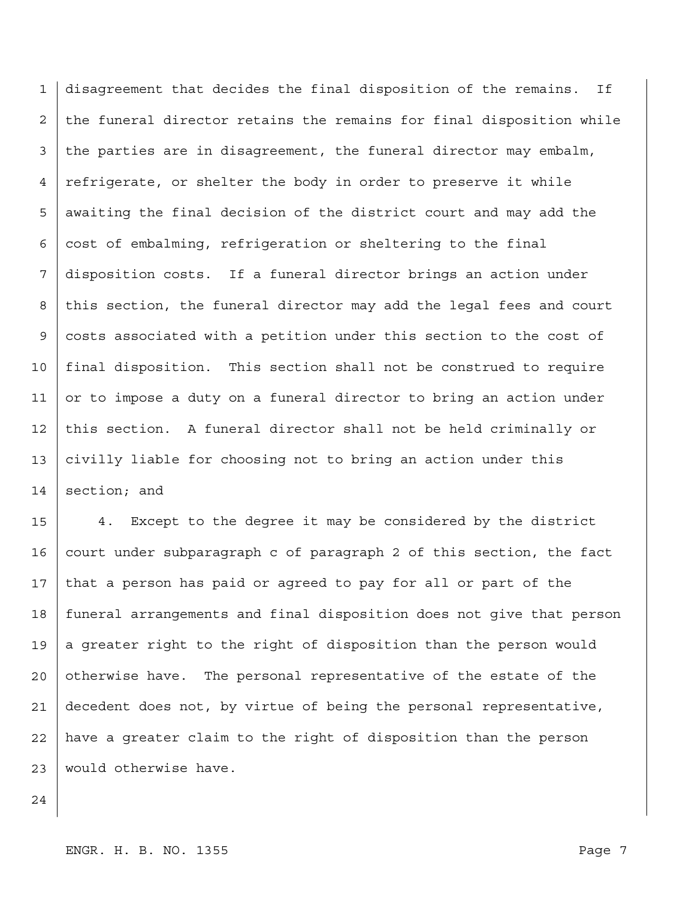disagreement that decides the final disposition of the remains. If the funeral director retains the remains for final disposition while the parties are in disagreement, the funeral director may embalm, refrigerate, or shelter the body in order to preserve it while awaiting the final decision of the district court and may add the cost of embalming, refrigeration or sheltering to the final disposition costs. If a funeral director brings an action under this section, the funeral director may add the legal fees and court costs associated with a petition under this section to the cost of final disposition. This section shall not be construed to require or to impose a duty on a funeral director to bring an action under this section. A funeral director shall not be held criminally or civilly liable for choosing not to bring an action under this section; and

4. Except to the degree it may be considered by the district court under subparagraph c of paragraph 2 of this section, the fact that a person has paid or agreed to pay for all or part of the funeral arrangements and final disposition does not give that person a greater right to the right of disposition than the person would otherwise have. The personal representative of the estate of the decedent does not, by virtue of being the personal representative, have a greater claim to the right of disposition than the person would otherwise have.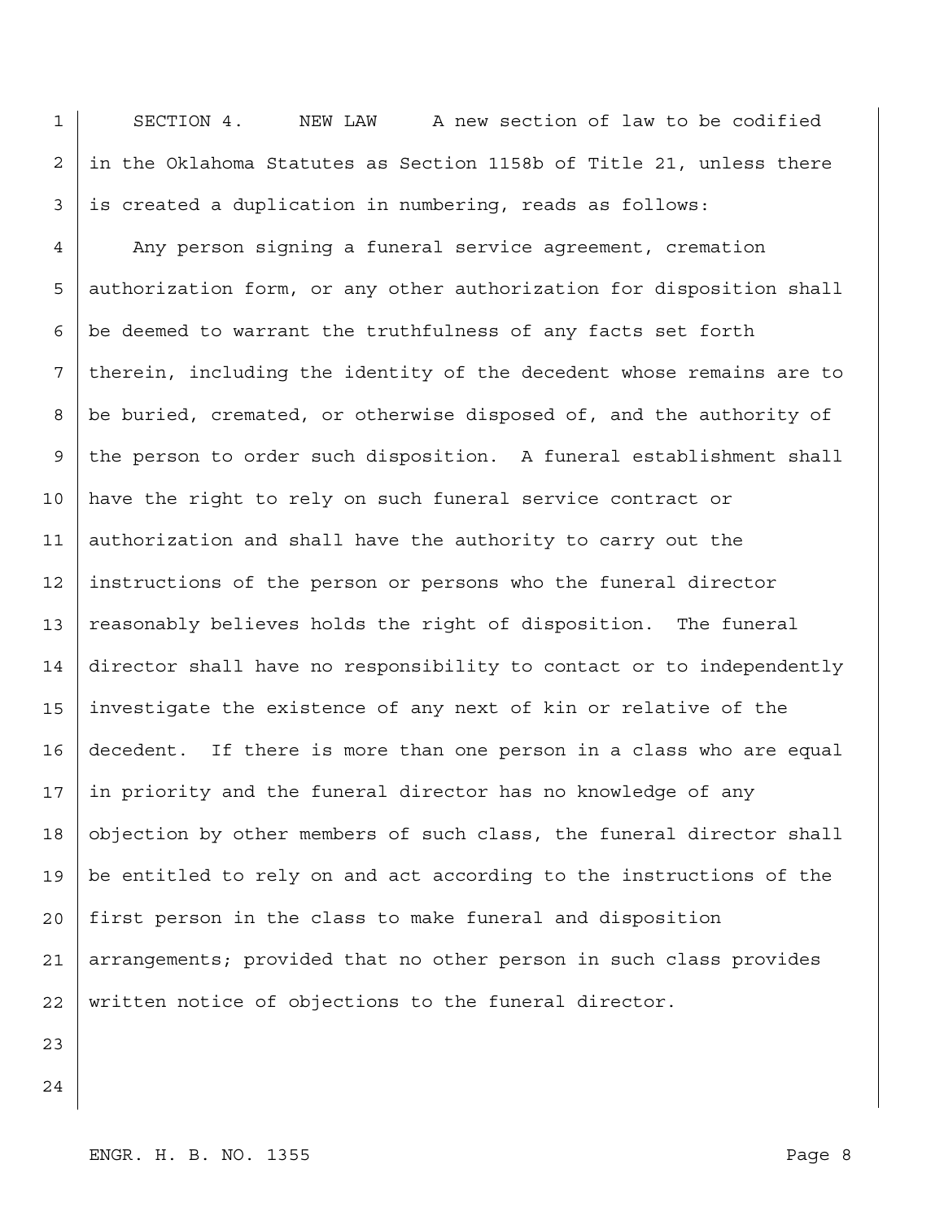SECTION 4. NEW LAW A new section of law to be codified in the Oklahoma Statutes as Section 1158b of Title 21, unless there is created a duplication in numbering, reads as follows:

Any person signing a funeral service agreement, cremation authorization form, or any other authorization for disposition shall be deemed to warrant the truthfulness of any facts set forth therein, including the identity of the decedent whose remains are to be buried, cremated, or otherwise disposed of, and the authority of the person to order such disposition. A funeral establishment shall have the right to rely on such funeral service contract or authorization and shall have the authority to carry out the instructions of the person or persons who the funeral director reasonably believes holds the right of disposition. The funeral director shall have no responsibility to contact or to independently investigate the existence of any next of kin or relative of the decedent. If there is more than one person in a class who are equal in priority and the funeral director has no knowledge of any objection by other members of such class, the funeral director shall be entitled to rely on and act according to the instructions of the first person in the class to make funeral and disposition arrangements; provided that no other person in such class provides written notice of objections to the funeral director.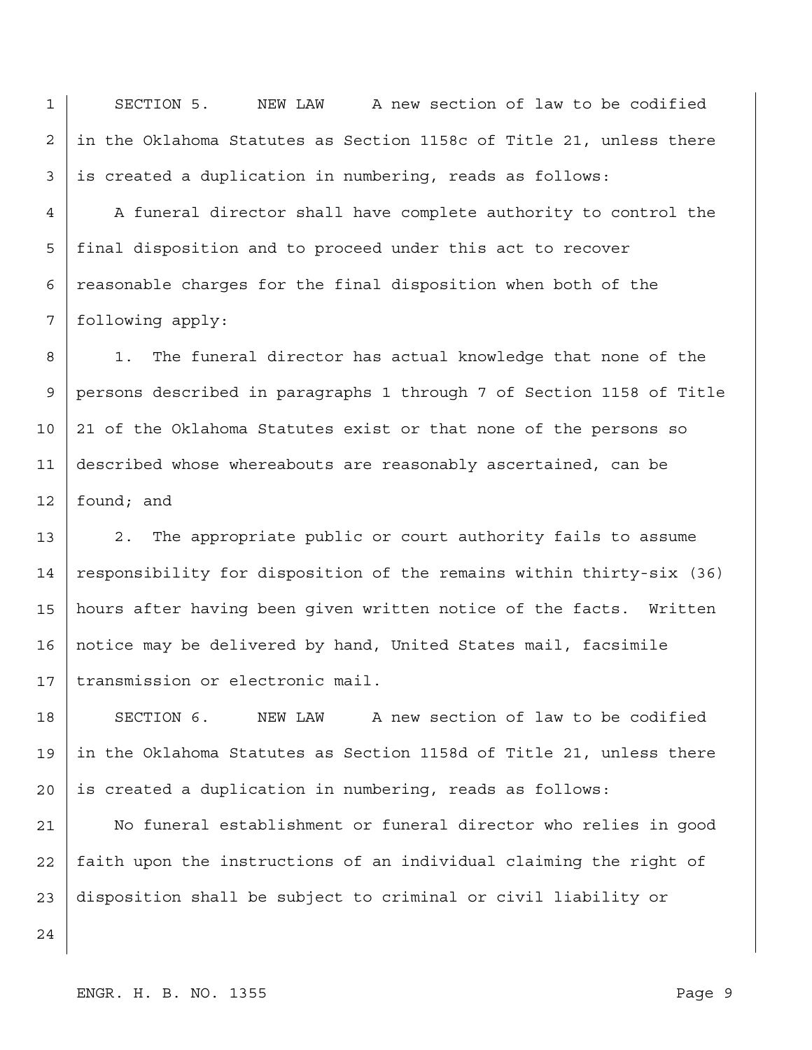SECTION 5. NEW LAW A new section of law to be codified in the Oklahoma Statutes as Section 1158c of Title 21, unless there is created a duplication in numbering, reads as follows:

A funeral director shall have complete authority to control the final disposition and to proceed under this act to recover reasonable charges for the final disposition when both of the following apply:

1. The funeral director has actual knowledge that none of the persons described in paragraphs 1 through 7 of Section 1158 of Title 21 of the Oklahoma Statutes exist or that none of the persons so described whose whereabouts are reasonably ascertained, can be found; and

2. The appropriate public or court authority fails to assume responsibility for disposition of the remains within thirty-six (36) hours after having been given written notice of the facts. Written notice may be delivered by hand, United States mail, facsimile transmission or electronic mail.

SECTION 6. NEW LAW A new section of law to be codified in the Oklahoma Statutes as Section 1158d of Title 21, unless there is created a duplication in numbering, reads as follows:

No funeral establishment or funeral director who relies in good faith upon the instructions of an individual claiming the right of disposition shall be subject to criminal or civil liability or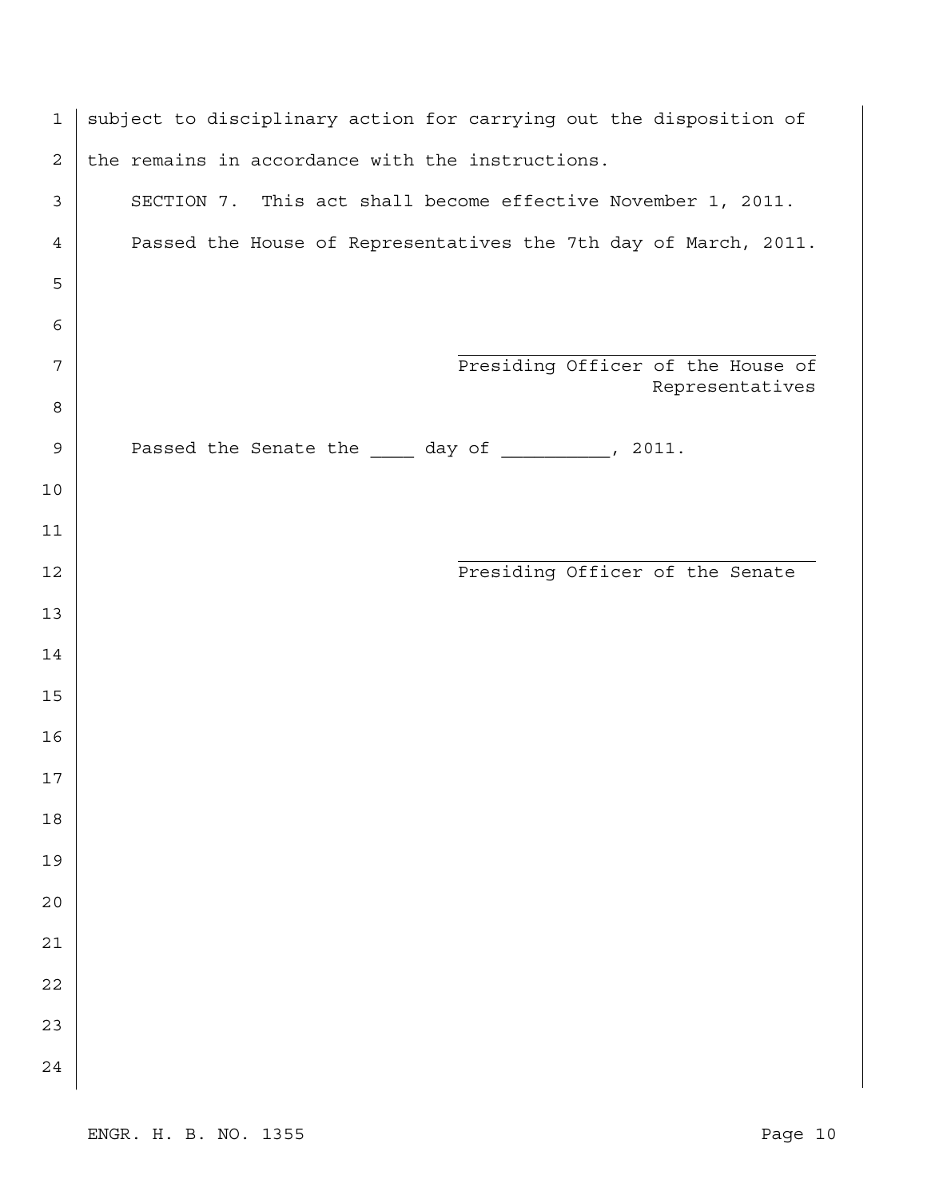subject to disciplinary action for carrying out the disposition of the remains in accordance with the instructions.

SECTION 7. This act shall become effective November 1, 2011.

Passed the House of Representatives the 7th day of March, 2011.

\_\_\_\_\_\_\_\_\_\_\_\_\_\_\_\_\_\_\_\_\_\_\_\_\_\_\_\_\_\_\_\_\_\_

Presiding Officer of the House of Representatives

Passed the Senate the \_\_\_\_ day of \_\_\_\_\_\_\_\_\_\_, 2011.

\_\_\_\_\_\_\_\_\_\_\_\_\_\_\_\_\_\_\_\_\_\_\_\_\_\_\_\_\_\_\_\_\_\_

Presiding Officer of the Senate